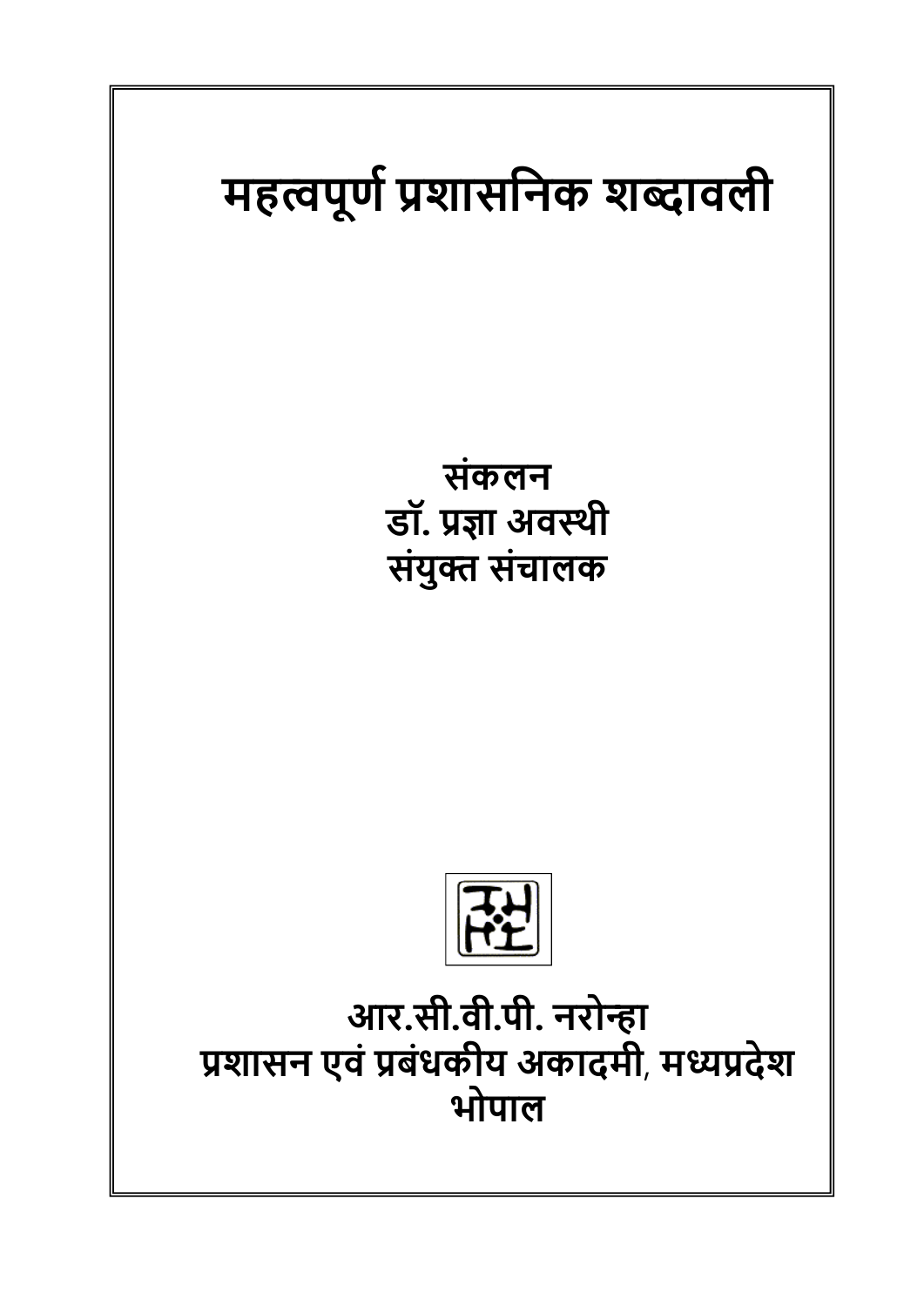# महत्वपूर्ण प्रशासनिक शब्दावली

**संकलन**
**डॉ. प्रज्ञा अवस्थी**
**संयुक्त संचालक**

**आर.सी.वी.पी. नरोन्हा**
**प्रशासन एवं प्रबंधकीय अकादमी, मध्यप्रदेश**
**भोपाल**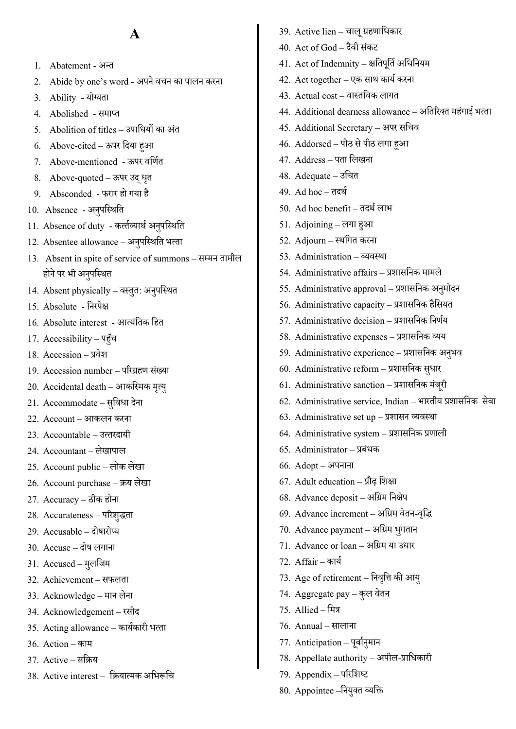# A

1. Abatement - अन्त
2. Abide by one's word - अपने वचन का पालन करना
3. Ability - योग्यता
4. Abolished - समाप्त
5. Abolition of titles – उपाधियों का अंत
6. Above-cited – ऊपर दिया हुआ
7. Above-mentioned - ऊपर वर्णित
8. Above-quoted – ऊपर उद् धृत
9. Absconded - फरार हो गया है
10. Absence - अनुपस्थिति
11. Absence of duty - कर्त्तव्यार्थ अनुपस्थिति
12. Absentee allowance – अनुपस्थिति भत्ता
13. Absent in spite of service of summons – सम्मन तामील होने पर भी अनुपस्थित
14. Absent physically – वस्तुत: अनुपस्थित
15. Absolute - निरपेक्ष
16. Absolute interest - आत्यंतिक हित
17. Accessibility – पहुँच
18. Accession – प्रवेश
19. Accession number – परिग्रहण संख्या
20. Accidental death – आकस्मिक मृत्यु
21. Accommodate – सुविधा देना
22. Account – आकलन करना
23. Accountable – उत्तरदायी
24. Accountant – लेखापाल
25. Account public – लोक लेखा
26. Account purchase – क्रय लेखा
27. Accuracy – ठीक होना
28. Accurateness – परिशुद्धता
29. Accusable – दोषारोप्य
30. Accuse – दोष लगाना
31. Accused – मुलजिम
32. Achievement – सफलता
33. Acknowledge – मान लेना
34. Acknowledgement – रसीद
35. Acting allowance – कार्यकारी भत्ता
36. Action – काम
37. Active – सक्रिय
38. Active interest – क्रियात्मक अभिरूचि
39. Active lien – चालू ग्रहणाधिकार
40. Act of God – दैवी संकट
41. Act of Indemnity – क्षतिपूर्ति अधिनियम
42. Act together – एक साथ कार्य करना
43. Actual cost – वास्तविक लागत
44. Additional dearness allowance – अतिरिक्त महंगाई भत्ता
45. Additional Secretary – अपर सचिव
46. Addorsed – पीठ से पीठ लगा हुआ
47. Address – पता लिखना
48. Adequate – उचित
49. Ad hoc – तदर्थ
50. Ad hoc benefit – तदर्थ लाभ
51. Adjoining – लगा हुआ
52. Adjourn – स्थगित करना
53. Administration – व्यवस्था
54. Administrative affairs – प्रशासनिक मामले
55. Administrative approval – प्रशासनिक अनुमोदन
56. Administrative capacity – प्रशासनिक हैसियत
57. Administrative decision – प्रशासनिक निर्णय
58. Administrative expenses – प्रशासनिक व्यय
59. Administrative experience – प्रशासनिक अनुभव
60. Administrative reform – प्रशासनिक सुधार
61. Administrative sanction – प्रशासनिक मंजूरी
62. Administrative service, Indian – भारतीय प्रशासनिक सेवा
63. Administrative set up – प्रशासन व्यवस्था
64. Administrative system – प्रशासनिक प्रणाली
65. Administrator – प्रबंधक
66. Adopt – अपनाना
67. Adult education – प्रौढ़ शिक्षा
68. Advance deposit – अग्रिम निक्षेप
69. Advance increment – अग्रिम वेतन-वृद्धि
70. Advance payment – अग्रिम भुगतान
71. Advance or loan – अग्रिम या उधार
72. Affair – कार्य
73. Age of retirement – निवृत्ति की आयु
74. Aggregate pay – कुल वेतन
75. Allied – मित्र
76. Annual – सालाना
77. Anticipation – पूर्वानुमान
78. Appellate authority – अपील-प्राधिकारी
79. Appendix – परिशिष्ट
80. Appointee –नियुक्त व्यक्ति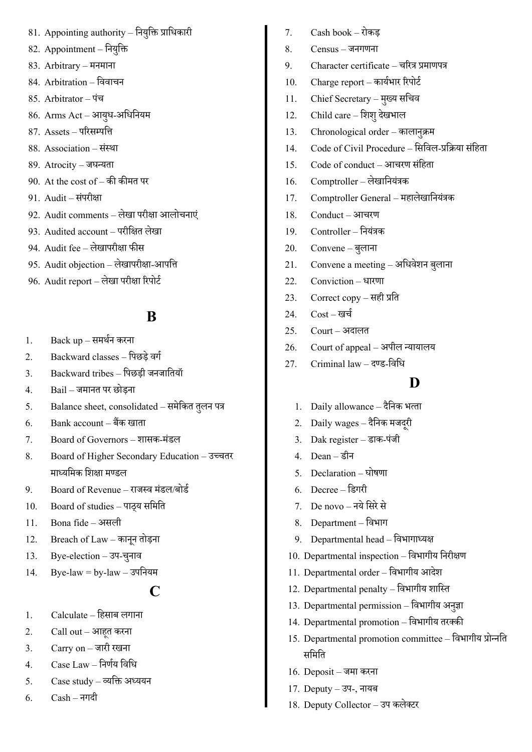81. Appointing authority – नियुक्ति प्राधिकारी
82. Appointment – नियुक्ति
83. Arbitrary – मनमाना
84. Arbitration – विवाचन
85. Arbitrator – पंच
86. Arms Act – आयुध-अधिनियम
87. Assets – परिसम्पत्ति
88. Association – संस्था
89. Atrocity – जघन्यता
90. At the cost of – की कीमत पर
91. Audit – संपरीक्षा
92. Audit comments – लेखा परीक्षा आलोचनाएं
93. Audited account – परीक्षित लेखा
94. Audit fee – लेखापरीक्षा फीस
95. Audit objection – लेखापरीक्षा-आपत्ति
96. Audit report – लेखा परीक्षा रिपोर्ट

## B

1. Back up – समर्थन करना
2. Backward classes – पिछड़े वर्ग
3. Backward tribes – पिछड़ी जनजातियॅा
4. Bail – जमानत पर छोड़ना
5. Balance sheet, consolidated – समेकित तुलन पत्र
6. Bank account – बैंक खाता
7. Board of Governors – शासक-मंडल
8. Board of Higher Secondary Education – उच्चतर माध्यमिक शिक्षा मण्डल
9. Board of Revenue – राजस्व मंडल/बोर्ड
10. Board of studies – पाठ्य समिति
11. Bona fide – असली
12. Breach of Law – कानून तोड़ना
13. Bye-election – उप-चुनाव
14. Bye-law = by-law – उपनियम

## C

1. Calculate – हिसाब लगाना
2. Call out – आहूत करना
3. Carry on – जारी रखना
4. Case Law – निर्णय विधि
5. Case study – व्यक्ति अध्ययन
6. Cash – नगदी
7. Cash book – रोकड़
8. Census – जनगणना
9. Character certificate – चरित्र प्रमाणपत्र
10. Charge report – कार्यभार रिपोर्ट
11. Chief Secretary – मुख्य सचिव
12. Child care – शिशु देखभाल
13. Chronological order – कालानुक्रम
14. Code of Civil Procedure – सिविल-प्रक्रिया संहिता
15. Code of conduct – आचरण संहिता
16. Comptroller – लेखानियंत्रक
17. Comptroller General – महालेखानियंत्रक
18. Conduct – आचरण
19. Controller – नियंत्रक
20. Convene – बुलाना
21. Convene a meeting – अधिवेशन बुलाना
22. Conviction – धारणा
23. Correct copy – सही प्रति
24. Cost – खर्च
25. Court – अदालत
26. Court of appeal – अपील न्यायालय
27. Criminal law – दण्ड-विधि

## D

1. Daily allowance – दैनिक भत्ता
2. Daily wages – दैनिक मजदूरी
3. Dak register – डाक-पंजी
4. Dean – डीन
5. Declaration – घोषणा
6. Decree – डिगरी
7. De novo – नये सिरे से
8. Department – विभाग
9. Departmental head – विभागाध्यक्ष
10. Departmental inspection – विभागीय निरीक्षण
11. Departmental order – विभागीय आदेश
12. Departmental penalty – विभागीय शास्ति
13. Departmental permission – विभागीय अनुज्ञा
14. Departmental promotion – विभागीय तरक्की
15. Departmental promotion committee – विभागीय प्रोन्नति समिति
16. Deposit – जमा करना
17. Deputy – उप-, नायब
18. Deputy Collector – उप कलेक्टर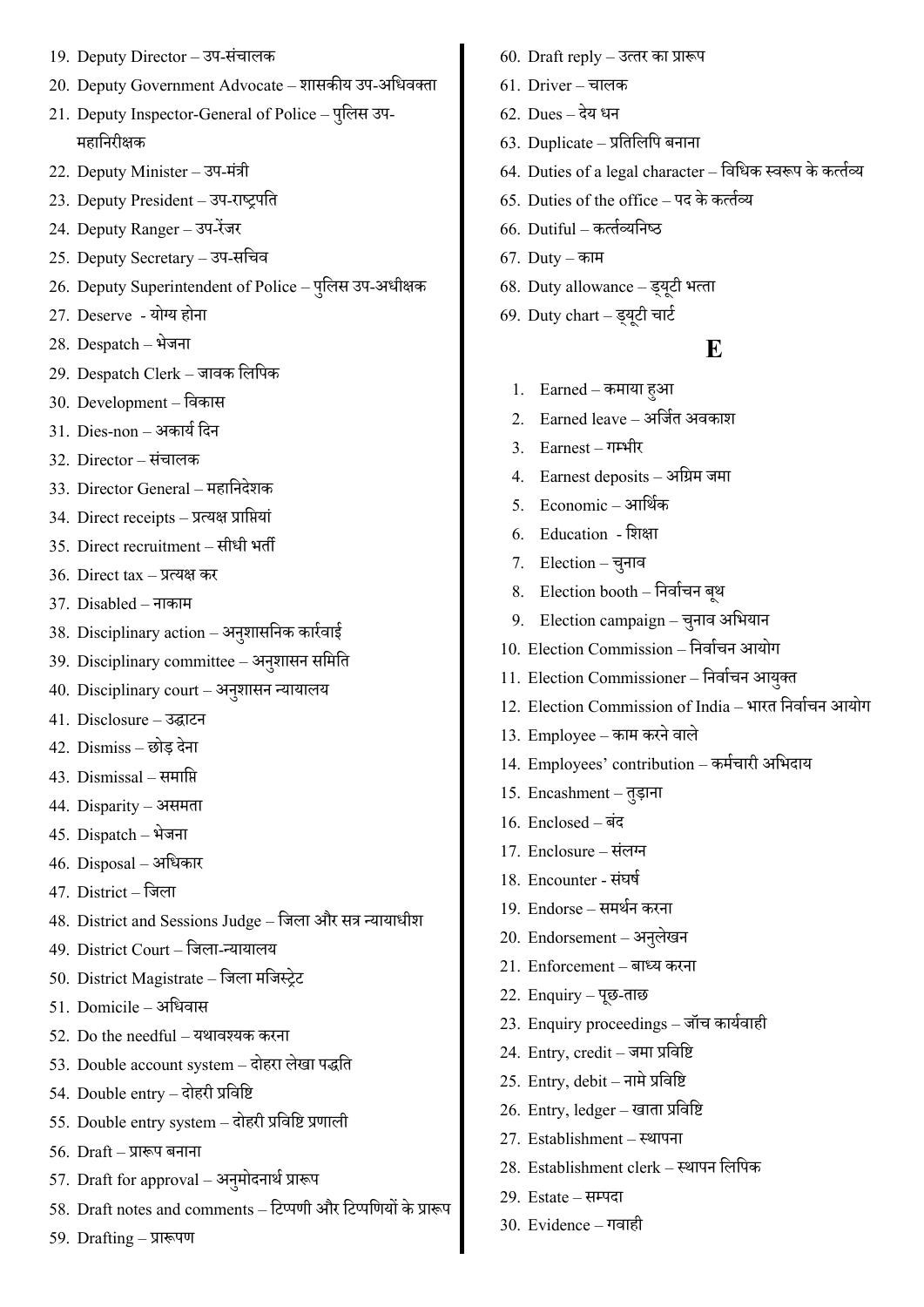19. Deputy Director – उप-संचालक
20. Deputy Government Advocate – शासकीय उप-अधिवक्ता
21. Deputy Inspector-General of Police – पुलिस उप-महानिरीक्षक
22. Deputy Minister – उप-मंत्री
23. Deputy President – उप-राष्ट्रपति
24. Deputy Ranger – उप-रेंजर
25. Deputy Secretary – उप-सचिव
26. Deputy Superintendent of Police – पुलिस उप-अधीक्षक
27. Deserve - योग्य होना
28. Despatch – भेजना
29. Despatch Clerk – जावक लिपिक
30. Development – विकास
31. Dies-non – अकार्य दिन
32. Director – संचालक
33. Director General – महानिदेशक
34. Direct receipts – प्रत्यक्ष प्राप्तियां
35. Direct recruitment – सीधी भर्ती
36. Direct tax – प्रत्यक्ष कर
37. Disabled – नाकाम
38. Disciplinary action – अनुशासनिक कार्रवाई
39. Disciplinary committee – अनुशासन समिति
40. Disciplinary court – अनुशासन न्यायालय
41. Disclosure – उद्घाटन
42. Dismiss – छोड़ देना
43. Dismissal – समाप्ति
44. Disparity – असमता
45. Dispatch – भेजना
46. Disposal – अधिकार
47. District – जिला
48. District and Sessions Judge – जिला और सत्र न्यायाधीश
49. District Court – जिला-न्यायालय
50. District Magistrate – जिला मजिस्ट्रेट
51. Domicile – अधिवास
52. Do the needful – यथावश्यक करना
53. Double account system – दोहरा लेखा पद्धति
54. Double entry – दोहरी प्रविष्टि
55. Double entry system – दोहरी प्रविष्टि प्रणाली
56. Draft – प्रारूप बनाना
57. Draft for approval – अनुमोदनार्थ प्रारूप
58. Draft notes and comments – टिप्पणी और टिप्पणियों के प्रारूप
59. Drafting – प्रारूपण
60. Draft reply – उत्तर का प्रारूप
61. Driver – चालक
62. Dues – देय धन
63. Duplicate – प्रतिलिपि बनाना
64. Duties of a legal character – विधिक स्वरूप के कर्तव्य
65. Duties of the office – पद के कर्तव्य
66. Dutiful – कर्तव्यनिष्ठ
67. Duty – काम
68. Duty allowance – ड्यूटी भत्ता
69. Duty chart – ड्यूटी चार्ट

## E

1. Earned – कमाया हुआ
2. Earned leave – अर्जित अवकाश
3. Earnest – गम्भीर
4. Earnest deposits – अग्रिम जमा
5. Economic – आर्थिक
6. Education - शिक्षा
7. Election – चुनाव
8. Election booth – निर्वाचन बूथ
9. Election campaign – चुनाव अभियान
10. Election Commission – निर्वाचन आयोग
11. Election Commissioner – निर्वाचन आयुक्त
12. Election Commission of India – भारत निर्वाचन आयोग
13. Employee – काम करने वाले
14. Employees' contribution – कर्मचारी अभिदाय
15. Encashment – तुड़ाना
16. Enclosed – बंद
17. Enclosure – संलग्न
18. Encounter - संघर्ष
19. Endorse – समर्थन करना
20. Endorsement – अनुलेखन
21. Enforcement – बाध्य करना
22. Enquiry – पूछ-ताछ
23. Enquiry proceedings – जॉच कार्यवाही
24. Entry, credit – जमा प्रविष्टि
25. Entry, debit – नामे प्रविष्टि
26. Entry, ledger – खाता प्रविष्टि
27. Establishment – स्थापना
28. Establishment clerk – स्थापन लिपिक
29. Estate – सम्पदा
30. Evidence – गवाही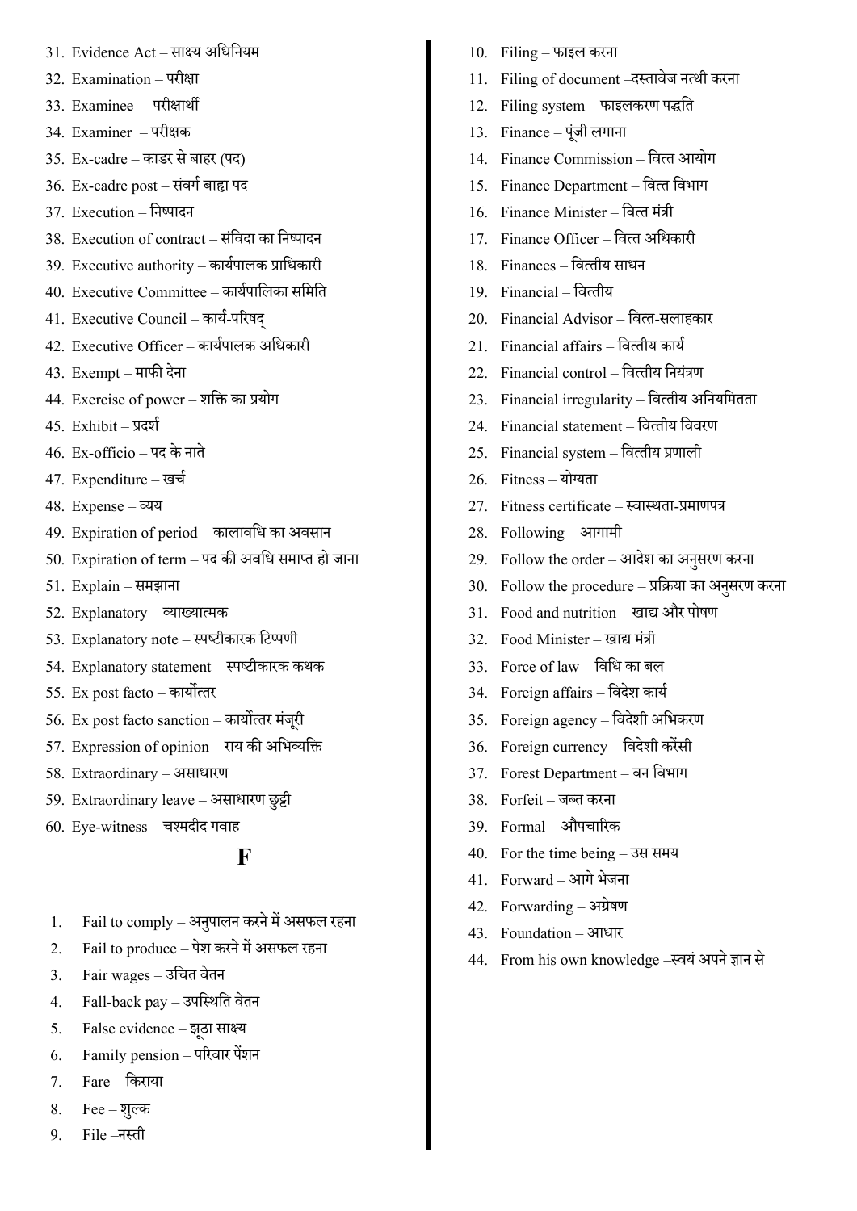31. Evidence Act – साक्ष्य अधिनियम
32. Examination – परीक्षा
33. Examinee – परीक्षार्थी
34. Examiner – परीक्षक
35. Ex-cadre – काडर से बाहर (पद)
36. Ex-cadre post – संवर्ग बाह्य पद
37. Execution – निष्पादन
38. Execution of contract – संविदा का निष्पादन
39. Executive authority – कार्यपालक प्राधिकारी
40. Executive Committee – कार्यपालिका समिति
41. Executive Council – कार्य-परिषद्
42. Executive Officer – कार्यपालक अधिकारी
43. Exempt – माफी देना
44. Exercise of power – शक्ति का प्रयोग
45. Exhibit – प्रदर्श
46. Ex-officio – पद के नाते
47. Expenditure – खर्च
48. Expense – व्यय
49. Expiration of period – कालावधि का अवसान
50. Expiration of term – पद की अवधि समाप्त हो जाना
51. Explain – समझाना
52. Explanatory – व्याख्यात्मक
53. Explanatory note – स्पष्टीकारक टिप्पणी
54. Explanatory statement – स्पष्टीकारक कथक
55. Ex post facto – कार्योत्तर
56. Ex post facto sanction – कार्योत्तर मंजूरी
57. Expression of opinion – राय की अभिव्यक्ति
58. Extraordinary – असाधारण
59. Extraordinary leave – असाधारण छुट्टी
60. Eye-witness – चश्मदीद गवाह

## F

1. Fail to comply – अनुपालन करने में असफल रहना
2. Fail to produce – पेश करने में असफल रहना
3. Fair wages – उचित वेतन
4. Fall-back pay – उपस्थिति वेतन
5. False evidence – झूठा साक्ष्य
6. Family pension – परिवार पेंशन
7. Fare – किराया
8. Fee – शुल्क
9. File –नस्ती
10. Filing – फाइल करना
11. Filing of document –दस्तावेज नत्थी करना
12. Filing system – फाइलकरण पद्धति
13. Finance – पूंजी लगाना
14. Finance Commission – वित्त आयोग
15. Finance Department – वित्त विभाग
16. Finance Minister – वित्त मंत्री
17. Finance Officer – वित्त अधिकारी
18. Finances – वित्तीय साधन
19. Financial – वित्तीय
20. Financial Advisor – वित्त-सलाहकार
21. Financial affairs – वित्तीय कार्य
22. Financial control – वित्तीय नियंत्रण
23. Financial irregularity – वित्तीय अनियमितता
24. Financial statement – वित्तीय विवरण
25. Financial system – वित्तीय प्रणाली
26. Fitness – योग्यता
27. Fitness certificate – स्वास्थता-प्रमाणपत्र
28. Following – आगामी
29. Follow the order – आदेश का अनुसरण करना
30. Follow the procedure – प्रक्रिया का अनुसरण करना
31. Food and nutrition – खाद्य और पोषण
32. Food Minister – खाद्य मंत्री
33. Force of law – विधि का बल
34. Foreign affairs – विदेश कार्य
35. Foreign agency – विदेशी अभिकरण
36. Foreign currency – विदेशी करेंसी
37. Forest Department – वन विभाग
38. Forfeit – जब्त करना
39. Formal – औपचारिक
40. For the time being – उस समय
41. Forward – आगे भेजना
42. Forwarding – अग्रेषण
43. Foundation – आधार
44. From his own knowledge –स्वयं अपने ज्ञान से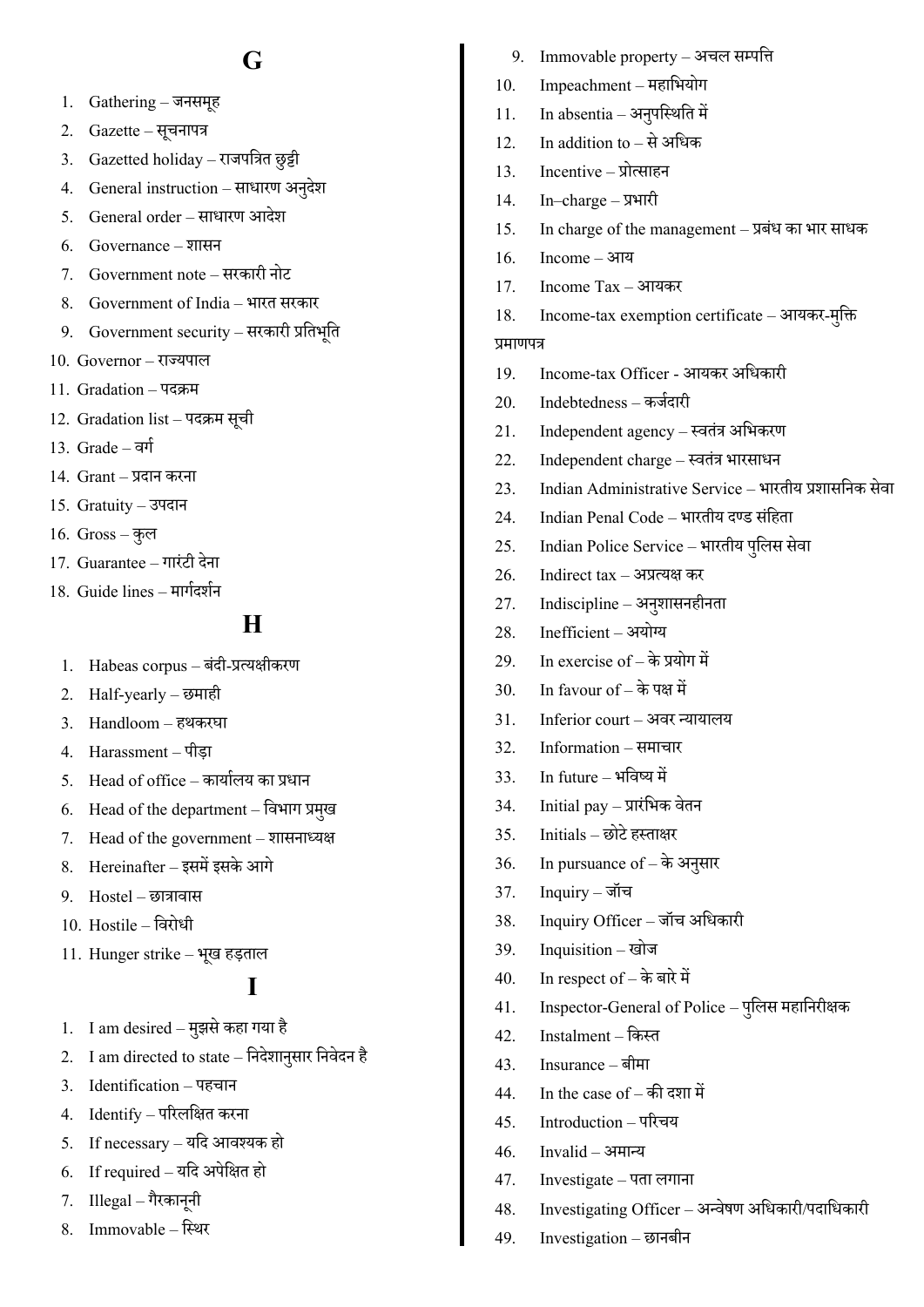## G

1. Gathering – जनसमूह
2. Gazette – सूचनापत्र
3. Gazetted holiday – राजपत्रित छुट्टी
4. General instruction – साधारण अनुदेश
5. General order – साधारण आदेश
6. Governance – शासन
7. Government note – सरकारी नोट
8. Government of India – भारत सरकार
9. Government security – सरकारी प्रतिभूति
10. Governor – राज्यपाल
11. Gradation – पदक्रम
12. Gradation list – पदक्रम सूची
13. Grade – वर्ग
14. Grant – प्रदान करना
15. Gratuity – उपदान
16. Gross – कुल
17. Guarantee – गारंटी देना
18. Guide lines – मार्गदर्शन

## H

1. Habeas corpus – बंदी-प्रत्यक्षीकरण
2. Half-yearly – छमाही
3. Handloom – हथकरघा
4. Harassment – पीड़ा
5. Head of office – कार्यालय का प्रधान
6. Head of the department – विभाग प्रमुख
7. Head of the government – शासनाध्यक्ष
8. Hereinafter – इसमें इसके आगे
9. Hostel – छात्रावास
10. Hostile – विरोधी
11. Hunger strike – भूख हड़ताल

## I

1. I am desired – मुझसे कहा गया है
2. I am directed to state – निदेशानुसार निवेदन है
3. Identification – पहचान
4. Identify – परिलक्षित करना
5. If necessary – यदि आवश्यक हो
6. If required – यदि अपेक्षित हो
7. Illegal – गैरकानूनी
8. Immovable – स्थिर
9. Immovable property – अचल सम्पत्ति
10. Impeachment – महाभियोग
11. In absentia – अनुपस्थिति में
12. In addition to – से अधिक
13. Incentive – प्रोत्साहन
14. In–charge – प्रभारी
15. In charge of the management – प्रबंध का भार साधक
16. Income – आय
17. Income Tax – आयकर
18. Income-tax exemption certificate – आयकर-मुक्ति प्रमाणपत्र
19. Income-tax Officer - आयकर अधिकारी
20. Indebtedness – कर्जदारी
21. Independent agency – स्वतंत्र अभिकरण
22. Independent charge – स्वतंत्र भारसाधन
23. Indian Administrative Service – भारतीय प्रशासनिक सेवा
24. Indian Penal Code – भारतीय दण्ड संहिता
25. Indian Police Service – भारतीय पुलिस सेवा
26. Indirect tax – अप्रत्यक्ष कर
27. Indiscipline – अनुशासनहीनता
28. Inefficient – अयोग्य
29. In exercise of – के प्रयोग में
30. In favour of – के पक्ष में
31. Inferior court – अवर न्यायालय
32. Information – समाचार
33. In future – भविष्य में
34. Initial pay – प्रारंभिक वेतन
35. Initials – छोटे हस्ताक्षर
36. In pursuance of – के अनुसार
37. Inquiry – जॉच
38. Inquiry Officer – जॉच अधिकारी
39. Inquisition – खोज
40. In respect of – के बारे में
41. Inspector-General of Police – पुलिस महानिरीक्षक
42. Instalment – किस्त
43. Insurance – बीमा
44. In the case of – की दशा में
45. Introduction – परिचय
46. Invalid – अमान्य
47. Investigate – पता लगाना
48. Investigating Officer – अन्वेषण अधिकारी/पदाधिकारी
49. Investigation – छानबीन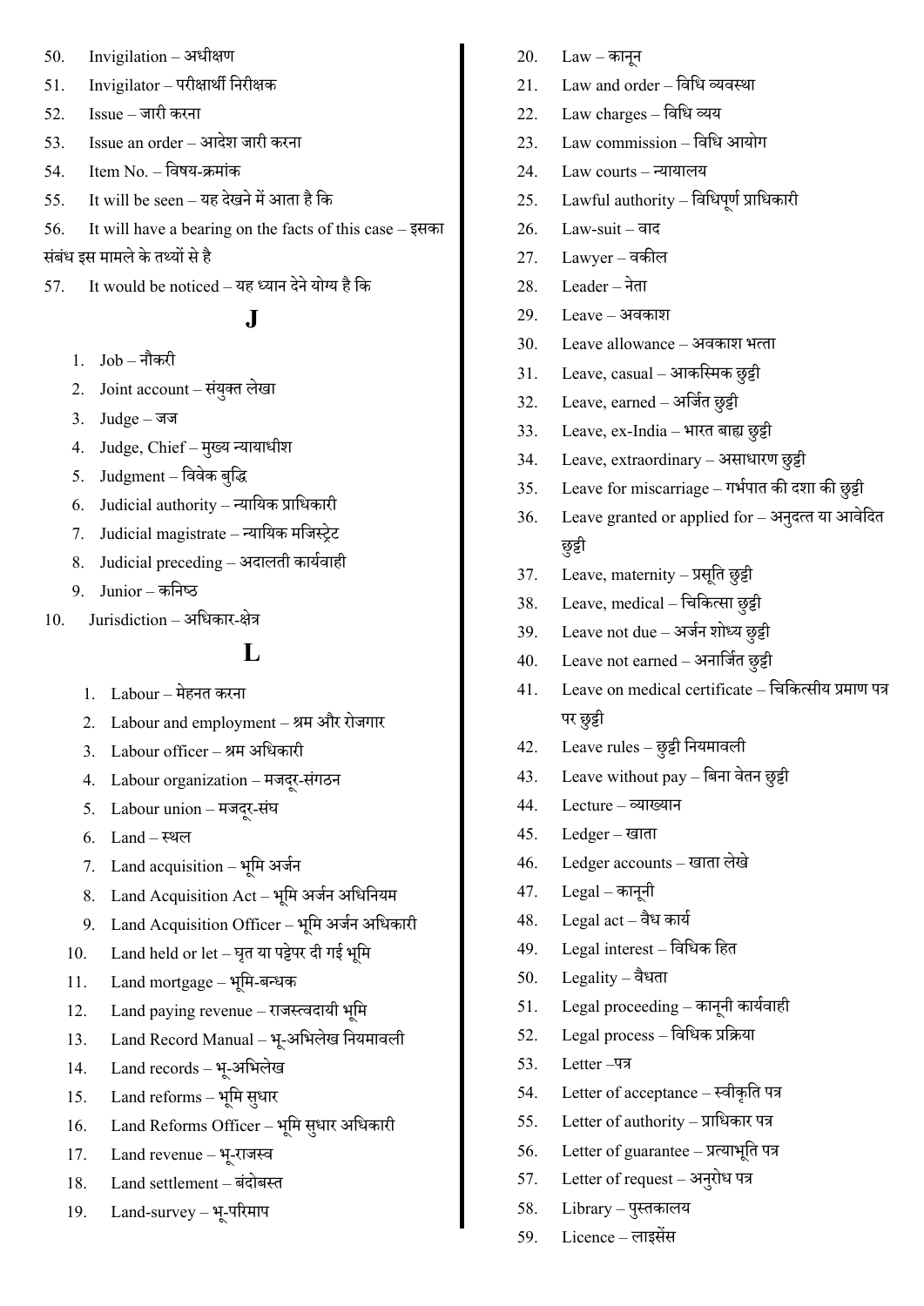50. Invigilation – अधीक्षण
51. Invigilator – परीक्षार्थी निरीक्षक
52. Issue – जारी करना
53. Issue an order – आदेश जारी करना
54. Item No. – विषय-क्रमांक
55. It will be seen – यह देखने में आता है कि
56. It will have a bearing on the facts of this case – इसका संबंध इस मामले के तथ्यों से है
57. It would be noticed – यह ध्यान देने योग्य है कि

## J

1. Job – नौकरी
2. Joint account – संयुक्त लेखा
3. Judge – जज
4. Judge, Chief – मुख्य न्यायाधीश
5. Judgment – विवेक बुद्धि
6. Judicial authority – न्यायिक प्राधिकारी
7. Judicial magistrate – न्यायिक मजिस्ट्रेट
8. Judicial preceding – अदालती कार्यवाही
9. Junior – कनिष्ठ
10. Jurisdiction – अधिकार-क्षेत्र

## L

1. Labour – मेहनत करना
2. Labour and employment – श्रम और रोजगार
3. Labour officer – श्रम अधिकारी
4. Labour organization – मजदूर-संगठन
5. Labour union – मजदूर-संघ
6. Land – स्थल
7. Land acquisition – भूमि अर्जन
8. Land Acquisition Act – भूमि अर्जन अधिनियम
9. Land Acquisition Officer – भूमि अर्जन अधिकारी
10. Land held or let – घृत या पट्टेपर दी गई भूमि
11. Land mortgage – भूमि-बन्धक
12. Land paying revenue – राजस्वदायी भूमि
13. Land Record Manual – भू-अभिलेख नियमावली
14. Land records – भू-अभिलेख
15. Land reforms – भूमि सुधार
16. Land Reforms Officer – भूमि सुधार अधिकारी
17. Land revenue – भू-राजस्व
18. Land settlement – बंदोबस्त
19. Land-survey – भू-परिमाप
20. Law – कानून
21. Law and order – विधि व्यवस्था
22. Law charges – विधि व्यय
23. Law commission – विधि आयोग
24. Law courts – न्यायालय
25. Lawful authority – विधिपूर्ण प्राधिकारी
26. Law-suit – वाद
27. Lawyer – वकील
28. Leader – नेता
29. Leave – अवकाश
30. Leave allowance – अवकाश भत्ता
31. Leave, casual – आकस्मिक छुट्टी
32. Leave, earned – अर्जित छुट्टी
33. Leave, ex-India – भारत बाह्य छुट्टी
34. Leave, extraordinary – असाधारण छुट्टी
35. Leave for miscarriage – गर्भपात की दशा की छुट्टी
36. Leave granted or applied for – अनुदत्त या आवेदित छुट्टी
37. Leave, maternity – प्रसूति छुट्टी
38. Leave, medical – चिकित्सा छुट्टी
39. Leave not due – अर्जन शोध्य छुट्टी
40. Leave not earned – अनार्जित छुट्टी
41. Leave on medical certificate – चिकित्सीय प्रमाण पत्र पर छुट्टी
42. Leave rules – छुट्टी नियमावली
43. Leave without pay – बिना वेतन छुट्टी
44. Lecture – व्याख्यान
45. Ledger – खाता
46. Ledger accounts – खाता लेखे
47. Legal – कानूनी
48. Legal act – वैध कार्य
49. Legal interest – विधिक हित
50. Legality – वैधता
51. Legal proceeding – कानूनी कार्यवाही
52. Legal process – विधिक प्रक्रिया
53. Letter –पत्र
54. Letter of acceptance – स्वीकृति पत्र
55. Letter of authority – प्राधिकार पत्र
56. Letter of guarantee – प्रत्याभूति पत्र
57. Letter of request – अनुरोध पत्र
58. Library – पुस्तकालय
59. Licence – लाइसेंस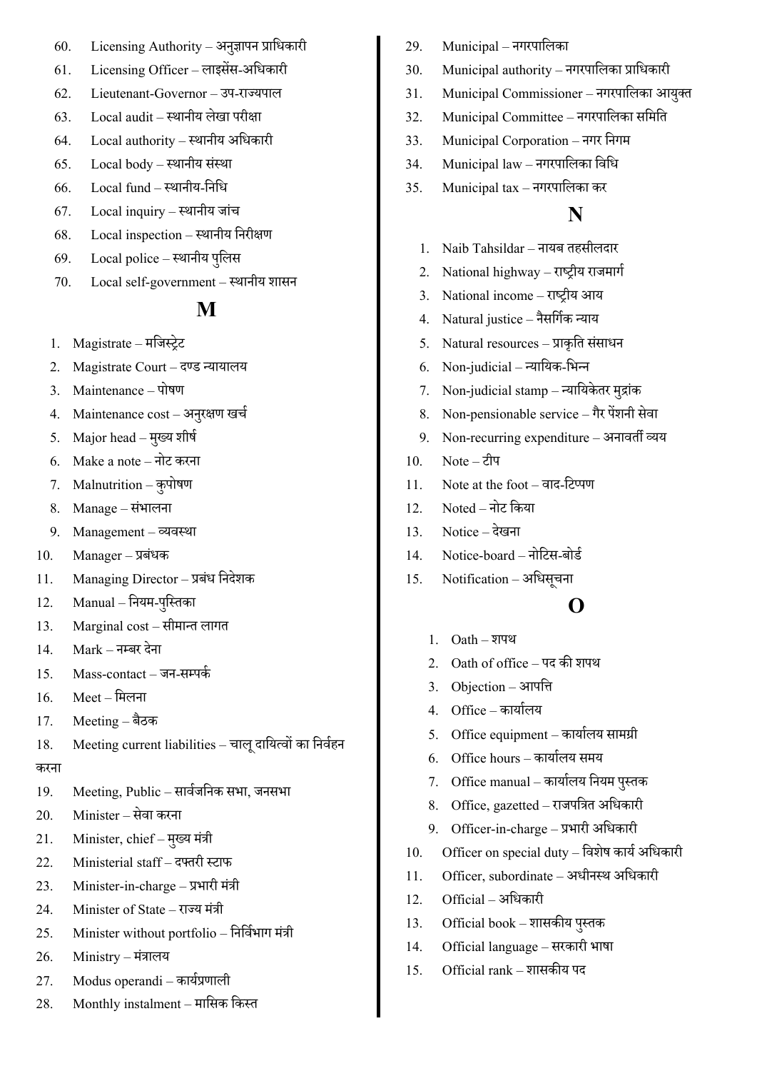60. Licensing Authority – अनुज्ञापन प्राधिकारी
61. Licensing Officer – लाइसेंस-अधिकारी
62. Lieutenant-Governor – उप-राज्यपाल
63. Local audit – स्थानीय लेखा परीक्षा
64. Local authority – स्थानीय अधिकारी
65. Local body – स्थानीय संस्था
66. Local fund – स्थानीय-निधि
67. Local inquiry – स्थानीय जांच
68. Local inspection – स्थानीय निरीक्षण
69. Local police – स्थानीय पुलिस
70. Local self-government – स्थानीय शासन

## M

1. Magistrate – मजिस्ट्रेट
2. Magistrate Court – दण्ड न्यायालय
3. Maintenance – पोषण
4. Maintenance cost – अनुरक्षण खर्च
5. Major head – मुख्य शीर्ष
6. Make a note – नोट करना
7. Malnutrition – कुपोषण
8. Manage – संभालना
9. Management – व्यवस्था
10. Manager – प्रबंधक
11. Managing Director – प्रबंध निदेशक
12. Manual – नियम-पुस्तिका
13. Marginal cost – सीमान्त लागत
14. Mark – नम्बर देना
15. Mass-contact – जन-सम्पर्क
16. Meet – मिलना
17. Meeting – बैठक
18. Meeting current liabilities – चालू दायित्वों का निर्वहन करना
19. Meeting, Public – सार्वजनिक सभा, जनसभा
20. Minister – सेवा करना
21. Minister, chief – मुख्य मंत्री
22. Ministerial staff – दफ्तरी स्टाफ
23. Minister-in-charge – प्रभारी मंत्री
24. Minister of State – राज्य मंत्री
25. Minister without portfolio – निर्विभाग मंत्री
26. Ministry – मंत्रालय
27. Modus operandi – कार्यप्रणाली
28. Monthly instalment – मासिक किस्त
29. Municipal – नगरपालिका
30. Municipal authority – नगरपालिका प्राधिकारी
31. Municipal Commissioner – नगरपालिका आयुक्त
32. Municipal Committee – नगरपालिका समिति
33. Municipal Corporation – नगर निगम
34. Municipal law – नगरपालिका विधि
35. Municipal tax – नगरपालिका कर

## N

1. Naib Tahsildar – नायब तहसीलदार
2. National highway – राष्ट्रीय राजमार्ग
3. National income – राष्ट्रीय आय
4. Natural justice – नैसर्गिक न्याय
5. Natural resources – प्राकृति संसाधन
6. Non-judicial – न्यायिक-भिन्न
7. Non-judicial stamp – न्यायिकेतर मुद्रांक
8. Non-pensionable service – गैर पेंशनी सेवा
9. Non-recurring expenditure – अनावर्ती व्यय
10. Note – टीप
11. Note at the foot – वाद-टिप्पण
12. Noted – नोट किया
13. Notice – देखना
14. Notice-board – नोटिस-बोर्ड
15. Notification – अधिसूचना

## O

1. Oath – शपथ
2. Oath of office – पद की शपथ
3. Objection – आपत्ति
4. Office – कार्यालय
5. Office equipment – कार्यालय सामग्री
6. Office hours – कार्यालय समय
7. Office manual – कार्यालय नियम पुस्तक
8. Office, gazetted – राजपत्रित अधिकारी
9. Officer-in-charge – प्रभारी अधिकारी
10. Officer on special duty – विशेष कार्य अधिकारी
11. Officer, subordinate – अधीनस्थ अधिकारी
12. Official – अधिकारी
13. Official book – शासकीय पुस्तक
14. Official language – सरकारी भाषा
15. Official rank – शासकीय पद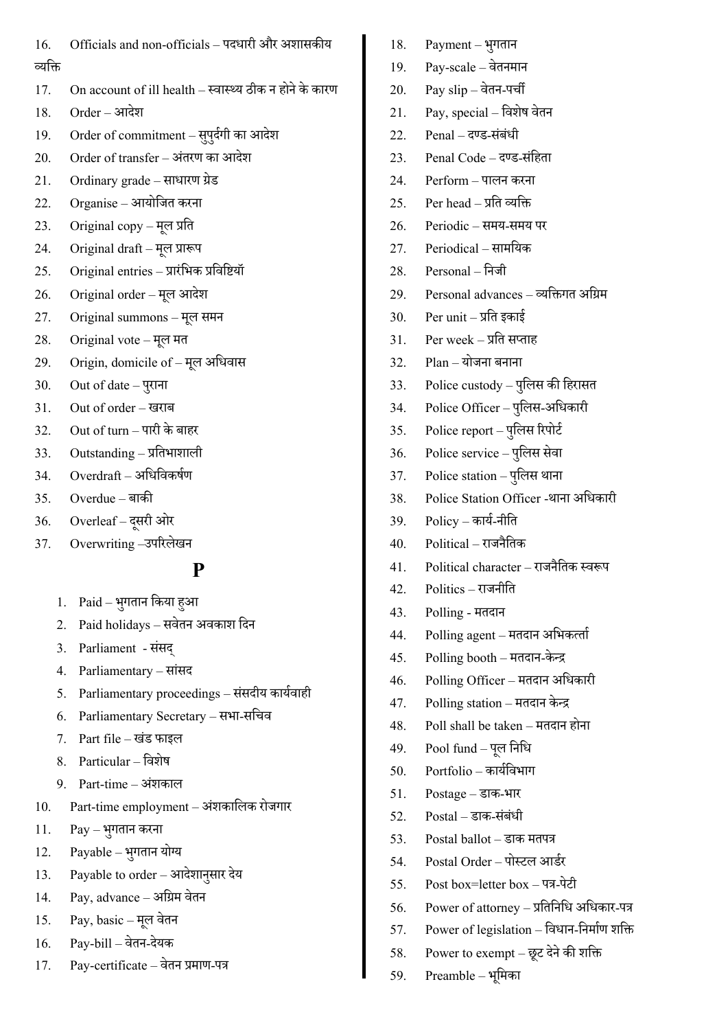16. Officials and non-officials – पदधारी और अशासकीय व्यक्ति
17. On account of ill health – स्वास्थ्य ठीक न होने के कारण
18. Order – आदेश
19. Order of commitment – सुपुर्दगी का आदेश
20. Order of transfer – अंतरण का आदेश
21. Ordinary grade – साधारण ग्रेड
22. Organise – आयोजित करना
23. Original copy – मूल प्रति
24. Original draft – मूल प्रारूप
25. Original entries – प्रारंभिक प्रविष्टियॉ
26. Original order – मूल आदेश
27. Original summons – मूल समन
28. Original vote – मूल मत
29. Origin, domicile of – मूल अधिवास
30. Out of date – पुराना
31. Out of order – खराब
32. Out of turn – पारी के बाहर
33. Outstanding – प्रतिभाशाली
34. Overdraft – अधिविकर्षण
35. Overdue – बाकी
36. Overleaf – दूसरी ओर
37. Overwriting –उपरिलेखन

# P

1. Paid – भुगतान किया हुआ
2. Paid holidays – सवेतन अवकाश दिन
3. Parliament - संसद्
4. Parliamentary – सांसद
5. Parliamentary proceedings – संसदीय कार्यवाही
6. Parliamentary Secretary – सभा-सचिव
7. Part file – खंड फाइल
8. Particular – विशेष
9. Part-time – अंशकाल
10. Part-time employment – अंशकालिक रोजगार
11. Pay – भुगतान करना
12. Payable – भुगतान योग्य
13. Payable to order – आदेशानुसार देय
14. Pay, advance – अग्रिम वेतन
15. Pay, basic – मूल वेतन
16. Pay-bill – वेतन-देयक
17. Pay-certificate – वेतन प्रमाण-पत्र
18. Payment – भुगतान
19. Pay-scale – वेतनमान
20. Pay slip – वेतन-पर्ची
21. Pay, special – विशेष वेतन
22. Penal – दण्ड-संबंधी
23. Penal Code – दण्ड-संहिता
24. Perform – पालन करना
25. Per head – प्रति व्यक्ति
26. Periodic – समय-समय पर
27. Periodical – सामयिक
28. Personal – निजी
29. Personal advances – व्यक्तिगत अग्रिम
30. Per unit – प्रति इकाई
31. Per week – प्रति सप्ताह
32. Plan – योजना बनाना
33. Police custody – पुलिस की हिरासत
34. Police Officer – पुलिस-अधिकारी
35. Police report – पुलिस रिपोर्ट
36. Police service – पुलिस सेवा
37. Police station – पुलिस थाना
38. Police Station Officer -थाना अधिकारी
39. Policy – कार्य-नीति
40. Political – राजनैतिक
41. Political character – राजनैतिक स्वरूप
42. Politics – राजनीति
43. Polling - मतदान
44. Polling agent – मतदान अभिकर्त्ता
45. Polling booth – मतदान-केन्द्र
46. Polling Officer – मतदान अधिकारी
47. Polling station – मतदान केन्द्र
48. Poll shall be taken – मतदान होना
49. Pool fund – पूल निधि
50. Portfolio – कार्यविभाग
51. Postage – डाक-भार
52. Postal – डाक-संबंधी
53. Postal ballot – डाक मतपत्र
54. Postal Order – पोस्टल आर्डर
55. Post box=letter box – पत्र-पेटी
56. Power of attorney – प्रतिनिधि अधिकार-पत्र
57. Power of legislation – विधान-निर्माण शक्ति
58. Power to exempt – छूट देने की शक्ति
59. Preamble – भूमिका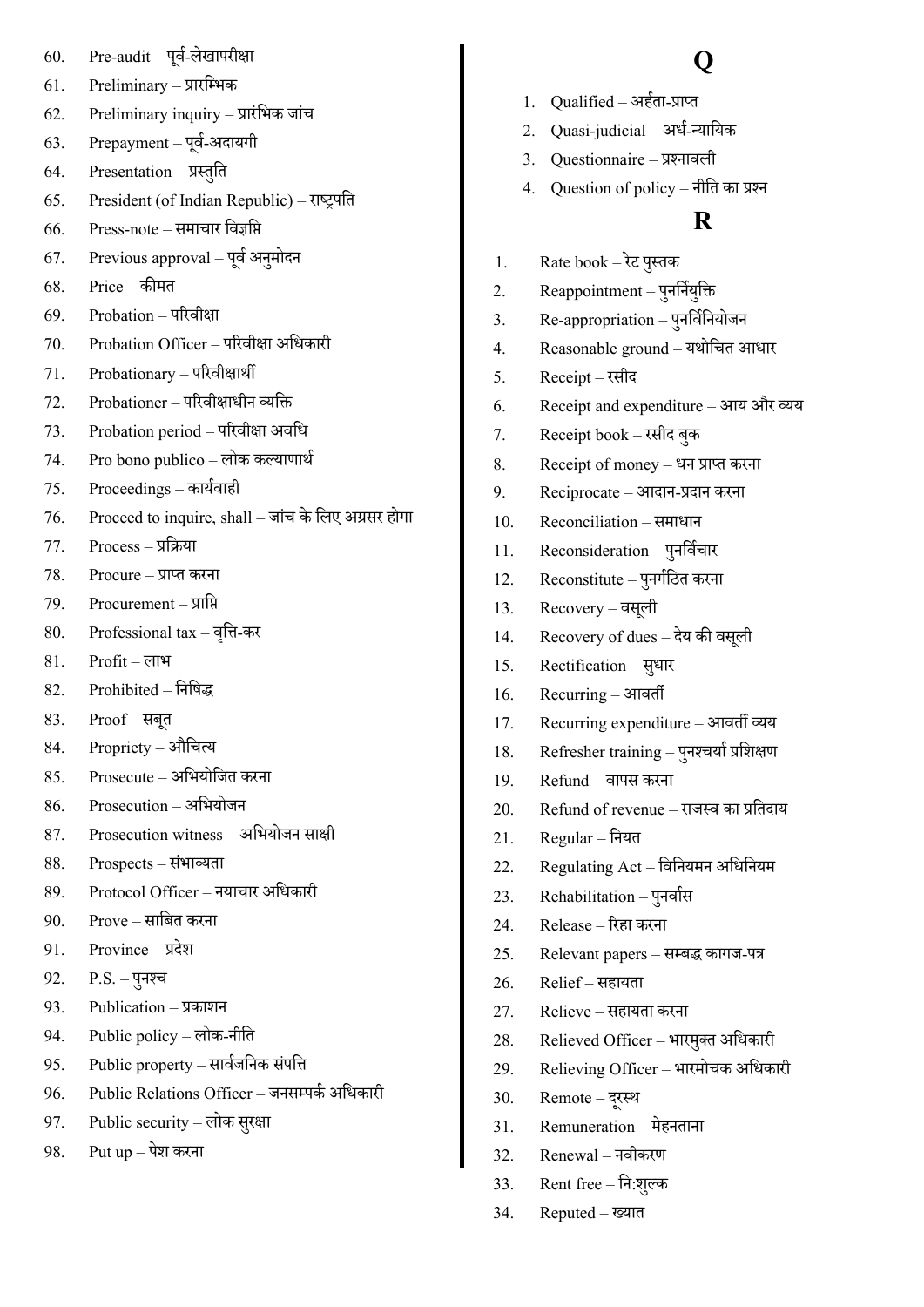60. Pre-audit – पूर्व-लेखापरीक्षा
61. Preliminary – प्रारम्भिक
62. Preliminary inquiry – प्रारंभिक जांच
63. Prepayment – पूर्व-अदायगी
64. Presentation – प्रस्तुति
65. President (of Indian Republic) – राष्ट्रपति
66. Press-note – समाचार विज्ञप्ति
67. Previous approval – पूर्व अनुमोदन
68. Price – कीमत
69. Probation – परिवीक्षा
70. Probation Officer – परिवीक्षा अधिकारी
71. Probationary – परिवीक्षार्थी
72. Probationer – परिवीक्षाधीन व्यक्ति
73. Probation period – परिवीक्षा अवधि
74. Pro bono publico – लोक कल्याणार्थ
75. Proceedings – कार्यवाही
76. Proceed to inquire, shall – जांच के लिए अग्रसर होगा
77. Process – प्रक्रिया
78. Procure – प्राप्त करना
79. Procurement – प्राप्ति
80. Professional tax – वृत्ति-कर
81. Profit – लाभ
82. Prohibited – निषिद्ध
83. Proof – सबूत
84. Propriety – औचित्य
85. Prosecute – अभियोजित करना
86. Prosecution – अभियोजन
87. Prosecution witness – अभियोजन साक्षी
88. Prospects – संभाव्यता
89. Protocol Officer – नयाचार अधिकारी
90. Prove – साबित करना
91. Province – प्रदेश
92. P.S. – पुनश्च
93. Publication – प्रकाशन
94. Public policy – लोक-नीति
95. Public property – सार्वजनिक संपत्ति
96. Public Relations Officer – जनसम्पर्क अधिकारी
97. Public security – लोक सुरक्षा
98. Put up – पेश करना

## Q

1. Qualified – अर्हता-प्राप्त
2. Quasi-judicial – अर्ध-न्यायिक
3. Questionnaire – प्रश्नावली
4. Question of policy – नीति का प्रश्न

## R

1. Rate book – रेट पुस्तक
2. Reappointment – पुनर्नियुक्ति
3. Re-appropriation – पुनर्विनियोजन
4. Reasonable ground – यथोचित आधार
5. Receipt – रसीद
6. Receipt and expenditure – आय और व्यय
7. Receipt book – रसीद बुक
8. Receipt of money – धन प्राप्त करना
9. Reciprocate – आदान-प्रदान करना
10. Reconciliation – समाधान
11. Reconsideration – पुनर्विचार
12. Reconstitute – पुनर्गठित करना
13. Recovery – वसूली
14. Recovery of dues – देय की वसूली
15. Rectification – सुधार
16. Recurring – आवर्ती
17. Recurring expenditure – आवर्ती व्यय
18. Refresher training – पुनश्चर्या प्रशिक्षण
19. Refund – वापस करना
20. Refund of revenue – राजस्व का प्रतिदाय
21. Regular – नियत
22. Regulating Act – विनियमन अधिनियम
23. Rehabilitation – पुनर्वास
24. Release – रिहा करना
25. Relevant papers – सम्बद्ध कागज-पत्र
26. Relief – सहायता
27. Relieve – सहायता करना
28. Relieved Officer – भारमुक्त अधिकारी
29. Relieving Officer – भारमोचक अधिकारी
30. Remote – दूरस्थ
31. Remuneration – मेहनताना
32. Renewal – नवीकरण
33. Rent free – नि:शुल्क
34. Reputed – ख्यात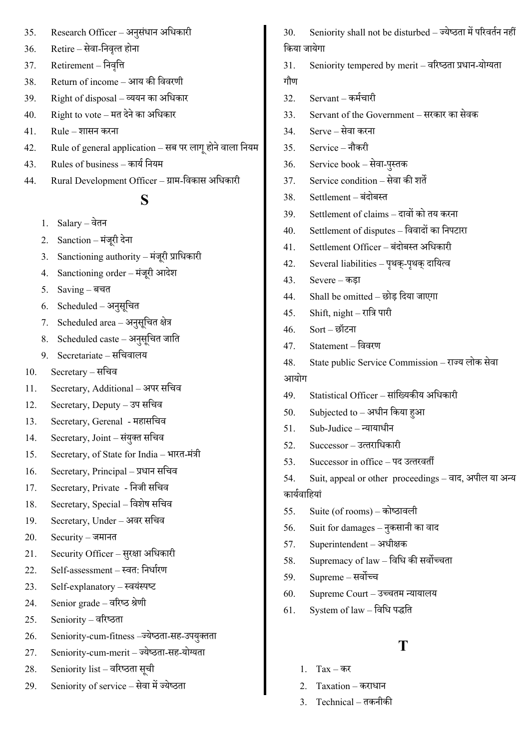35. Research Officer – अनुसंधान अधिकारी
36. Retire – सेवा-निवृत्त होना
37. Retirement – निवृत्ति
38. Return of income – आय की विवरणी
39. Right of disposal – व्ययन का अधिकार
40. Right to vote – मत देने का अधिकार
41. Rule – शासन करना
42. Rule of general application – सब पर लागू होने वाला नियम
43. Rules of business – कार्य नियम
44. Rural Development Officer – ग्राम-विकास अधिकारी

## S

1. Salary – वेतन
2. Sanction – मंजूरी देना
3. Sanctioning authority – मंजूरी प्राधिकारी
4. Sanctioning order – मंजूरी आदेश
5. Saving – बचत
6. Scheduled – अनुसूचित
7. Scheduled area – अनुसूचित क्षेत्र
8. Scheduled caste – अनुसूचित जाति
9. Secretariate – सचिवालय
10. Secretary – सचिव
11. Secretary, Additional – अपर सचिव
12. Secretary, Deputy – उप सचिव
13. Secretary, Gerenal - महासचिव
14. Secretary, Joint – संयुक्त सचिव
15. Secretary, of State for India – भारत-मंत्री
16. Secretary, Principal – प्रधान सचिव
17. Secretary, Private - निजी सचिव
18. Secretary, Special – विशेष सचिव
19. Secretary, Under – अवर सचिव
20. Security – जमानत
21. Security Officer – सुरक्षा अधिकारी
22. Self-assessment – स्वत: निर्धारण
23. Self-explanatory – स्वयंस्पष्ट
24. Senior grade – वरिष्ठ श्रेणी
25. Seniority – वरिष्ठता
26. Seniority-cum-fitness –ज्येष्ठता-सह-उपयुक्तता
27. Seniority-cum-merit – ज्येष्ठता-सह-योग्यता
28. Seniority list – वरिष्ठता सूची
29. Seniority of service – सेवा में ज्येष्ठता
30. Seniority shall not be disturbed – ज्येष्ठता में परिवर्तन नहीं किया जायेगा
31. Seniority tempered by merit – वरिष्ठता प्रधान-योग्यता गौण
32. Servant – कर्मचारी
33. Servant of the Government – सरकार का सेवक
34. Serve – सेवा करना
35. Service – नौकरी
36. Service book – सेवा-पुस्तक
37. Service condition – सेवा की शर्ते
38. Settlement – बंदोबस्त
39. Settlement of claims – दावों को तय करना
40. Settlement of disputes – विवादों का निपटारा
41. Settlement Officer – बंदोबस्त अधिकारी
42. Several liabilities – पृथक्-पृथक् दायित्व
43. Severe – कड़ा
44. Shall be omitted – छोड़ दिया जाएगा
45. Shift, night – रात्रि पारी
46. Sort – छॉटना
47. Statement – विवरण
48. State public Service Commission – राज्य लोक सेवा आयोग
49. Statistical Officer – सांख्यिकीय अधिकारी
50. Subjected to – अधीन किया हुआ
51. Sub-Judice – न्यायाधीन
52. Successor – उत्तराधिकारी
53. Successor in office – पद उत्तरवर्ती
54. Suit, appeal or other proceedings – वाद, अपील या अन्य कार्यवाहियां
55. Suite (of rooms) – कोष्ठावली
56. Suit for damages – नुकसानी का वाद
57. Superintendent – अधीक्षक
58. Supremacy of law – विधि की सर्वोच्चता
59. Supreme – सर्वोच्च
60. Supreme Court – उच्चतम न्यायालय
61. System of law – विधि पद्धति

## T

1. Tax – कर
2. Taxation – कराधान
3. Technical – तकनीकी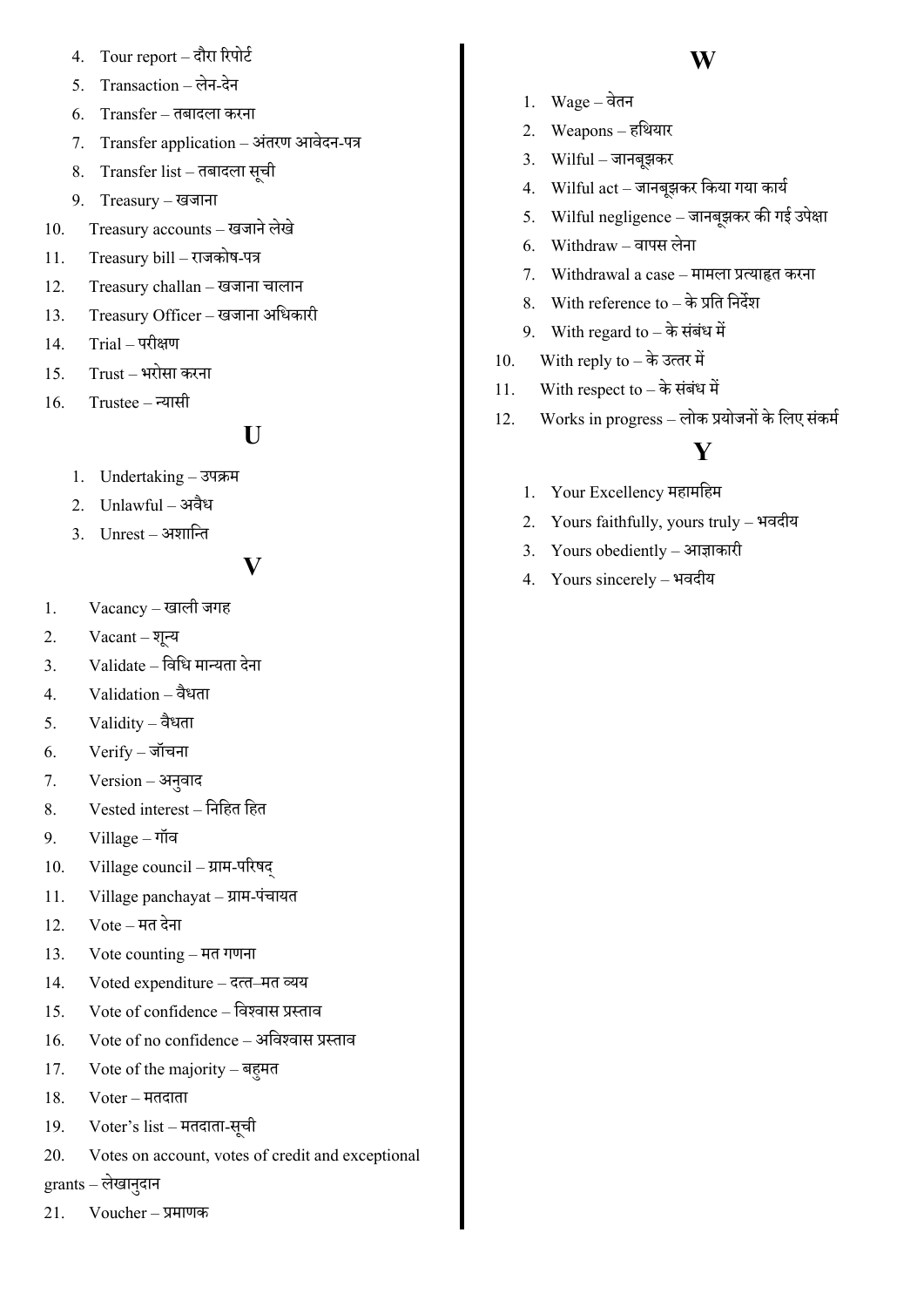4. Tour report – दौरा रिपोर्ट
5. Transaction – लेन-देन
6. Transfer – तबादला करना
7. Transfer application – अंतरण आवेदन-पत्र
8. Transfer list – तबादला सूची
9. Treasury – खजाना
10. Treasury accounts – खजाने लेखे
11. Treasury bill – राजकोष-पत्र
12. Treasury challan – खजाना चालान
13. Treasury Officer – खजाना अधिकारी
14. Trial – परीक्षण
15. Trust – भरोसा करना
16. Trustee – न्यासी

## U

1. Undertaking – उपक्रम
2. Unlawful – अवैध
3. Unrest – अशान्ति

## V

1. Vacancy – खाली जगह
2. Vacant – शून्य
3. Validate – विधि मान्यता देना
4. Validation – वैधता
5. Validity – वैधता
6. Verify – जॉचना
7. Version – अनुवाद
8. Vested interest – निहित हित
9. Village – गॉव
10. Village council – ग्राम-परिषद्
11. Village panchayat – ग्राम-पंचायत
12. Vote – मत देना
13. Vote counting – मत गणना
14. Voted expenditure – दत्त–मत व्यय
15. Vote of confidence – विश्वास प्रस्ताव
16. Vote of no confidence – अविश्वास प्रस्ताव
17. Vote of the majority – बहुमत
18. Voter – मतदाता
19. Voter's list – मतदाता-सूची
20. Votes on account, votes of credit and exceptional grants – लेखानुदान
21. Voucher – प्रमाणक

## W

1. Wage – वेतन
2. Weapons – हथियार
3. Wilful – जानबूझकर
4. Wilful act – जानबूझकर किया गया कार्य
5. Wilful negligence – जानबूझकर की गई उपेक्षा
6. Withdraw – वापस लेना
7. Withdrawal a case – मामला प्रत्याहृत करना
8. With reference to – के प्रति निर्देश
9. With regard to – के संबंध में
10. With reply to – के उत्तर में
11. With respect to – के संबंध में
12. Works in progress – लोक प्रयोजनों के लिए संकर्म

## Y

1. Your Excellency महामहिम
2. Yours faithfully, yours truly – भवदीय
3. Yours obediently – आज्ञाकारी
4. Yours sincerely – भवदीय